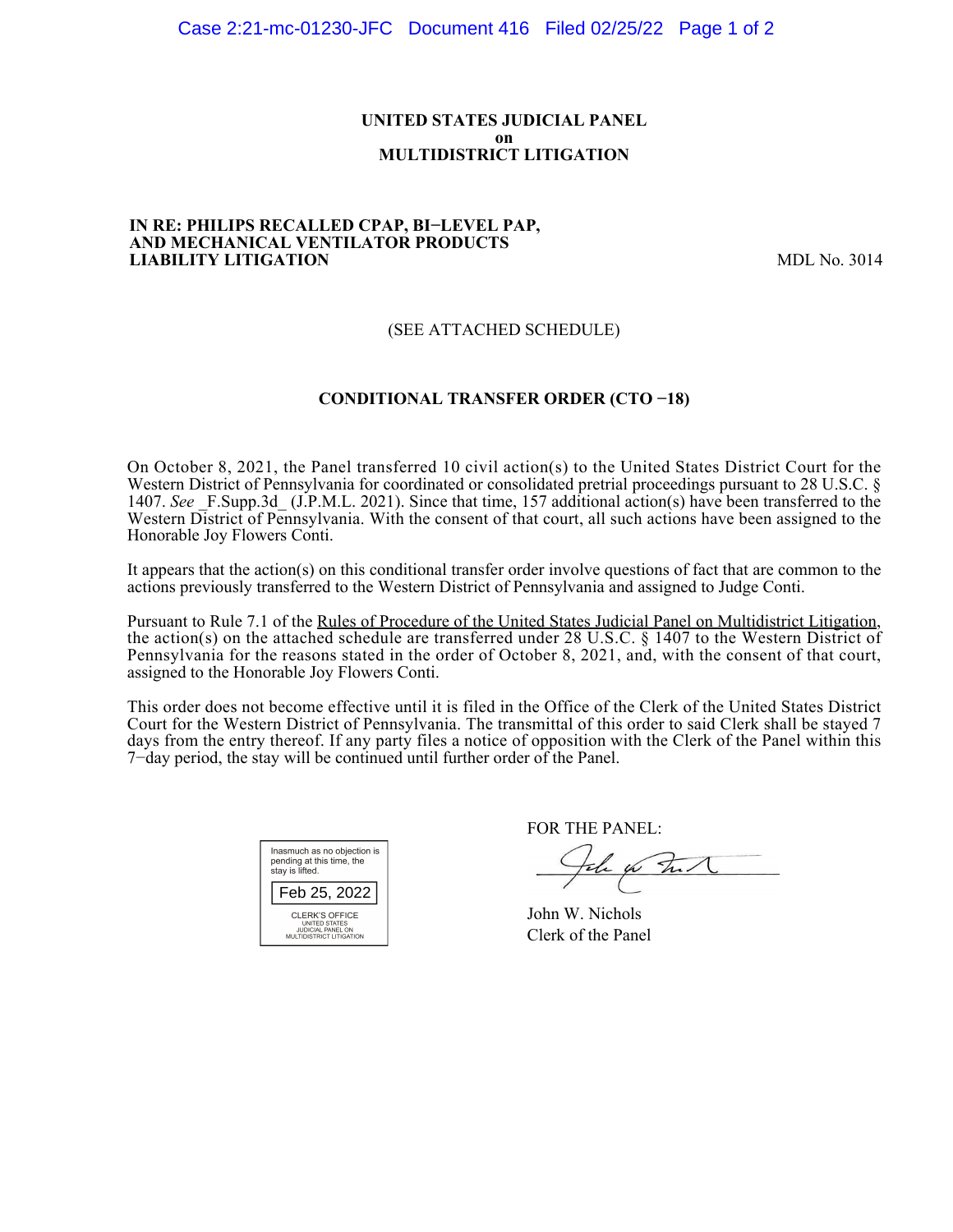**UNITED STATES JUDICIAL PANEL**
**on**
**MULTIDISTRICT LITIGATION**

**IN RE: PHILIPS RECALLED CPAP, BI−LEVEL PAP, AND MECHANICAL VENTILATOR PRODUCTS LIABILITY LITIGATION** MDL No. 3014

(SEE ATTACHED SCHEDULE)

**CONDITIONAL TRANSFER ORDER (CTO −18)**

On October 8, 2021, the Panel transferred 10 civil action(s) to the United States District Court for the Western District of Pennsylvania for coordinated or consolidated pretrial proceedings pursuant to 28 U.S.C. § 1407. *See* _F.Supp.3d_ (J.P.M.L. 2021). Since that time, 157 additional action(s) have been transferred to the Western District of Pennsylvania. With the consent of that court, all such actions have been assigned to the Honorable Joy Flowers Conti.

It appears that the action(s) on this conditional transfer order involve questions of fact that are common to the actions previously transferred to the Western District of Pennsylvania and assigned to Judge Conti.

Pursuant to Rule 7.1 of the Rules of Procedure of the United States Judicial Panel on Multidistrict Litigation, the action(s) on the attached schedule are transferred under 28 U.S.C. § 1407 to the Western District of Pennsylvania for the reasons stated in the order of October 8, 2021, and, with the consent of that court, assigned to the Honorable Joy Flowers Conti.

This order does not become effective until it is filed in the Office of the Clerk of the United States District Court for the Western District of Pennsylvania. The transmittal of this order to said Clerk shall be stayed 7 days from the entry thereof. If any party files a notice of opposition with the Clerk of the Panel within this 7−day period, the stay will be continued until further order of the Panel.

Inasmuch as no objection is pending at this time, the stay is lifted.

Feb 25, 2022

CLERK'S OFFICE
UNITED STATES
JUDICIAL PANEL ON
MULTIDISTRICT LITIGATION

FOR THE PANEL:

John W. Nichols
Clerk of the Panel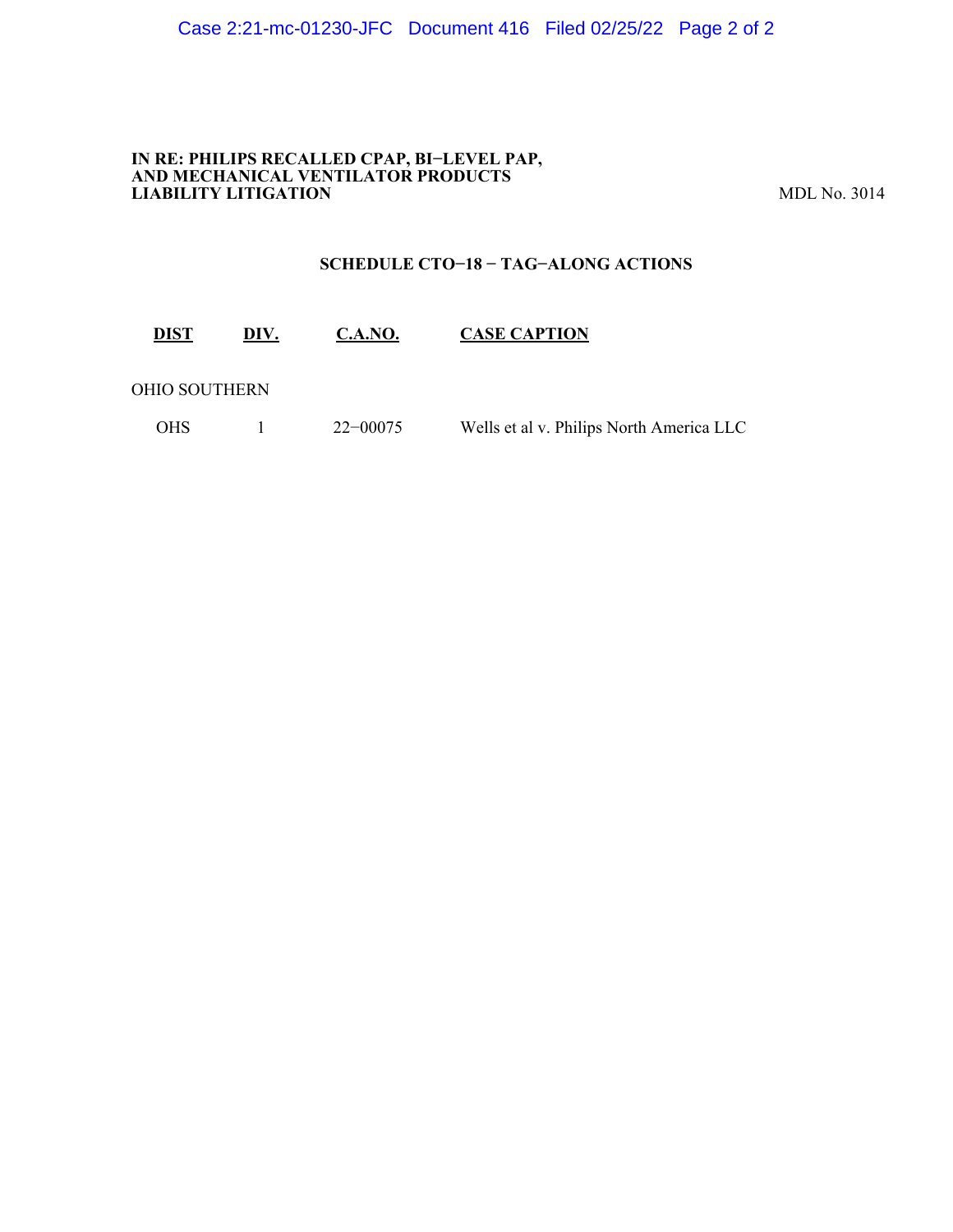**IN RE: PHILIPS RECALLED CPAP, BI−LEVEL PAP, AND MECHANICAL VENTILATOR PRODUCTS LIABILITY LITIGATION** MDL No. 3014

## SCHEDULE CTO−18 − TAG−ALONG ACTIONS

| DIST | DIV. | C.A.NO. | CASE CAPTION |
|---|---|---|---|
| OHIO SOUTHERN | | | |
| OHS | 1 | 22−00075 | Wells et al v. Philips North America LLC |